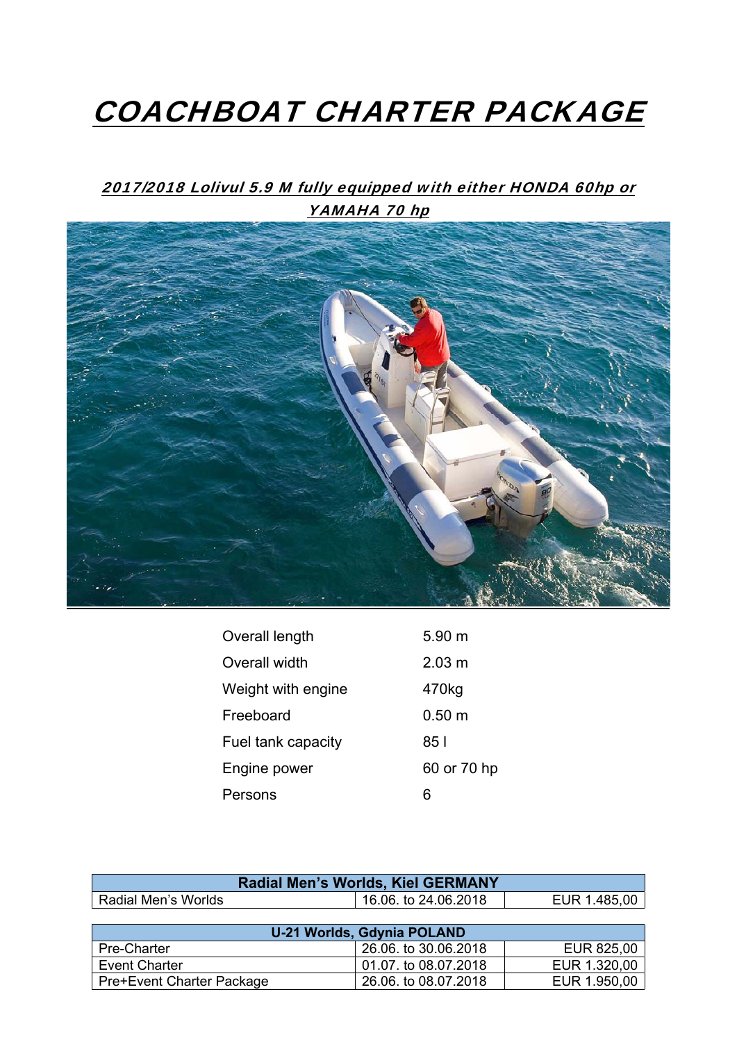# COACHBOAT CHARTER PACKAGE

## *2017/2018 Lolivul 5.9 M fully equipped with either HONDA 60hp or YAMAHA 70 hp*

| | |
|---|---|
| Overall length | 5.90 m |
| Overall width | 2.03 m |
| Weight with engine | 470kg |
| Freeboard | 0.50 m |
| Fuel tank capacity | 85 l |
| Engine power | 60 or 70 hp |
| Persons | 6 |

| Radial Men's Worlds, Kiel GERMANY | | |
|---|---|---|
| Radial Men's Worlds | 16.06. to 24.06.2018 | EUR 1.485,00 |

| U-21 Worlds, Gdynia POLAND | | |
|---|---|---|
| Pre-Charter | 26.06. to 30.06.2018 | EUR 825,00 |
| Event Charter | 01.07. to 08.07.2018 | EUR 1.320,00 |
| Pre+Event Charter Package | 26.06. to 08.07.2018 | EUR 1.950,00 |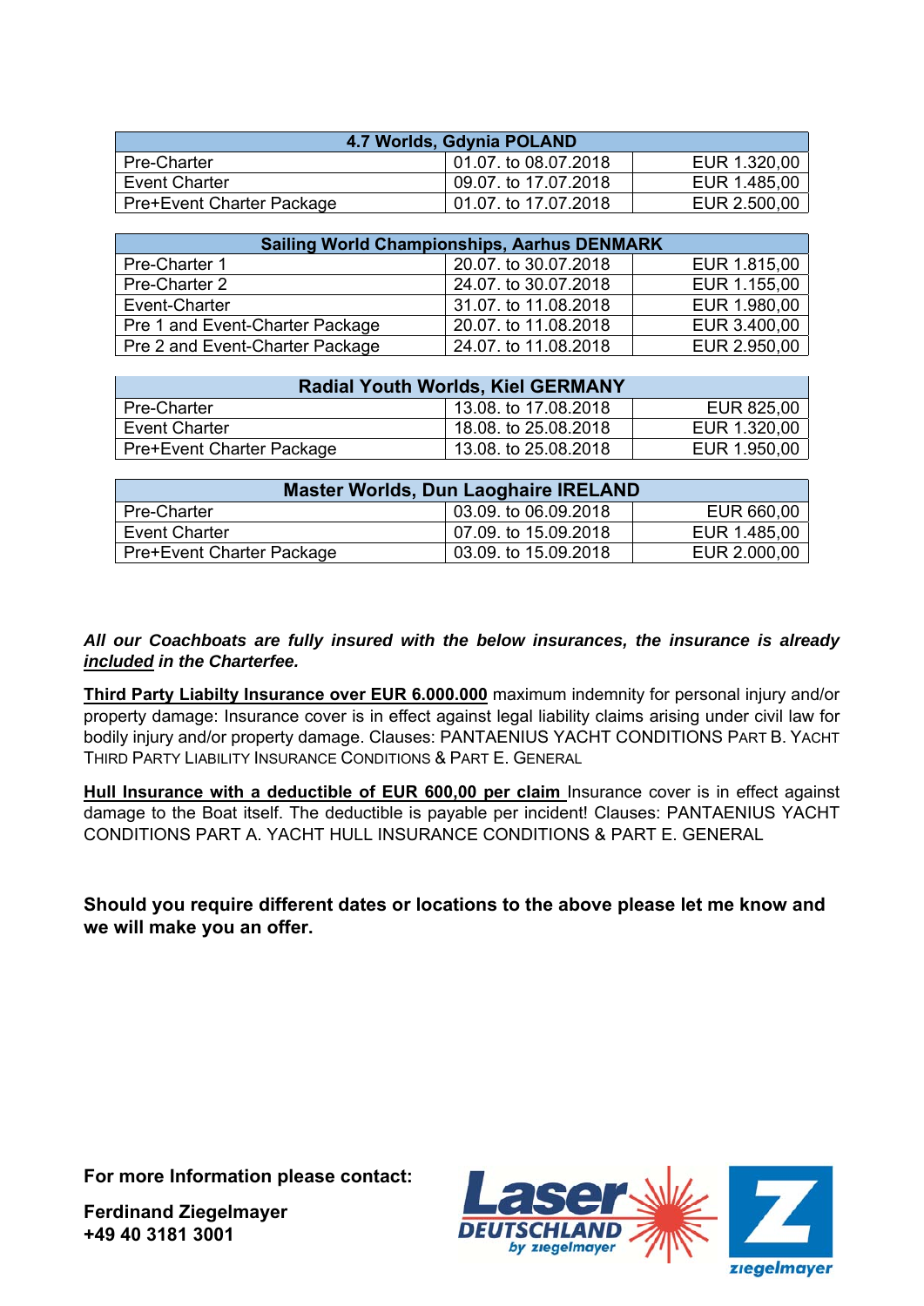| 4.7 Worlds, Gdynia POLAND | | |
|---|---|---|
| Pre-Charter | 01.07. to 08.07.2018 | EUR 1.320,00 |
| Event Charter | 09.07. to 17.07.2018 | EUR 1.485,00 |
| Pre+Event Charter Package | 01.07. to 17.07.2018 | EUR 2.500,00 |

| Sailing World Championships, Aarhus DENMARK | | |
|---|---|---|
| Pre-Charter 1 | 20.07. to 30.07.2018 | EUR 1.815,00 |
| Pre-Charter 2 | 24.07. to 30.07.2018 | EUR 1.155,00 |
| Event-Charter | 31.07. to 11.08.2018 | EUR 1.980,00 |
| Pre 1 and Event-Charter Package | 20.07. to 11.08.2018 | EUR 3.400,00 |
| Pre 2 and Event-Charter Package | 24.07. to 11.08.2018 | EUR 2.950,00 |

| Radial Youth Worlds, Kiel GERMANY | | |
|---|---|---|
| Pre-Charter | 13.08. to 17.08.2018 | EUR 825,00 |
| Event Charter | 18.08. to 25.08.2018 | EUR 1.320,00 |
| Pre+Event Charter Package | 13.08. to 25.08.2018 | EUR 1.950,00 |

| Master Worlds, Dun Laoghaire IRELAND | | |
|---|---|---|
| Pre-Charter | 03.09. to 06.09.2018 | EUR 660,00 |
| Event Charter | 07.09. to 15.09.2018 | EUR 1.485,00 |
| Pre+Event Charter Package | 03.09. to 15.09.2018 | EUR 2.000,00 |

***All our Coachboats are fully insured with the below insurances, the insurance is already included in the Charterfee.***

**Third Party Liabilty Insurance over EUR 6.000.000** maximum indemnity for personal injury and/or property damage: Insurance cover is in effect against legal liability claims arising under civil law for bodily injury and/or property damage. Clauses: PANTAENIUS YACHT CONDITIONS PART B. YACHT THIRD PARTY LIABILITY INSURANCE CONDITIONS & PART E. GENERAL

**Hull Insurance with a deductible of EUR 600,00 per claim** Insurance cover is in effect against damage to the Boat itself. The deductible is payable per incident! Clauses: PANTAENIUS YACHT CONDITIONS PART A. YACHT HULL INSURANCE CONDITIONS & PART E. GENERAL

**Should you require different dates or locations to the above please let me know and we will make you an offer.**

**For more Information please contact:**

**Ferdinand Ziegelmayer**
**+49 40 3181 3001**

Laser DEUTSCHLAND by ziegelmayer

ziegelmayer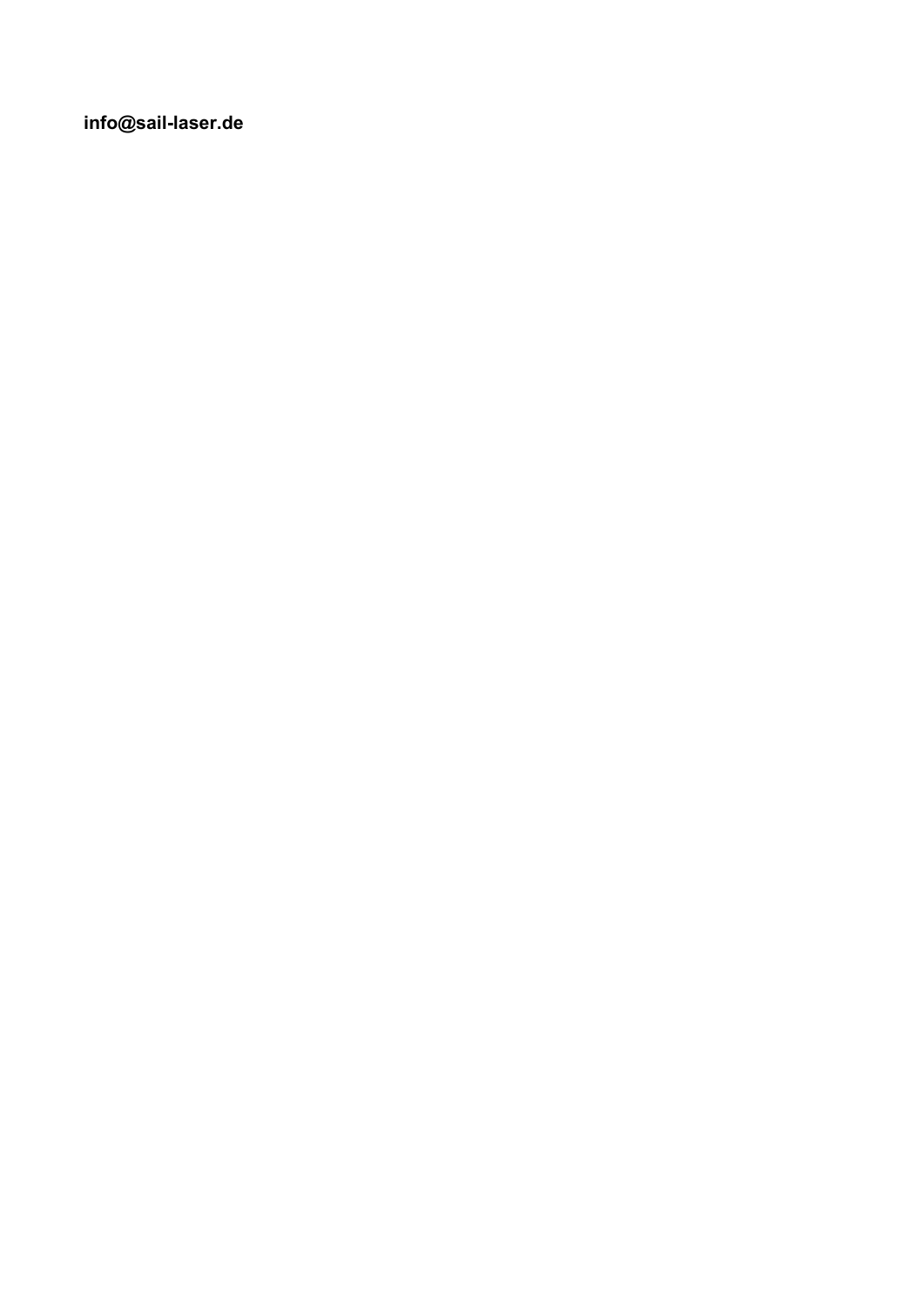**info@sail-laser.de**